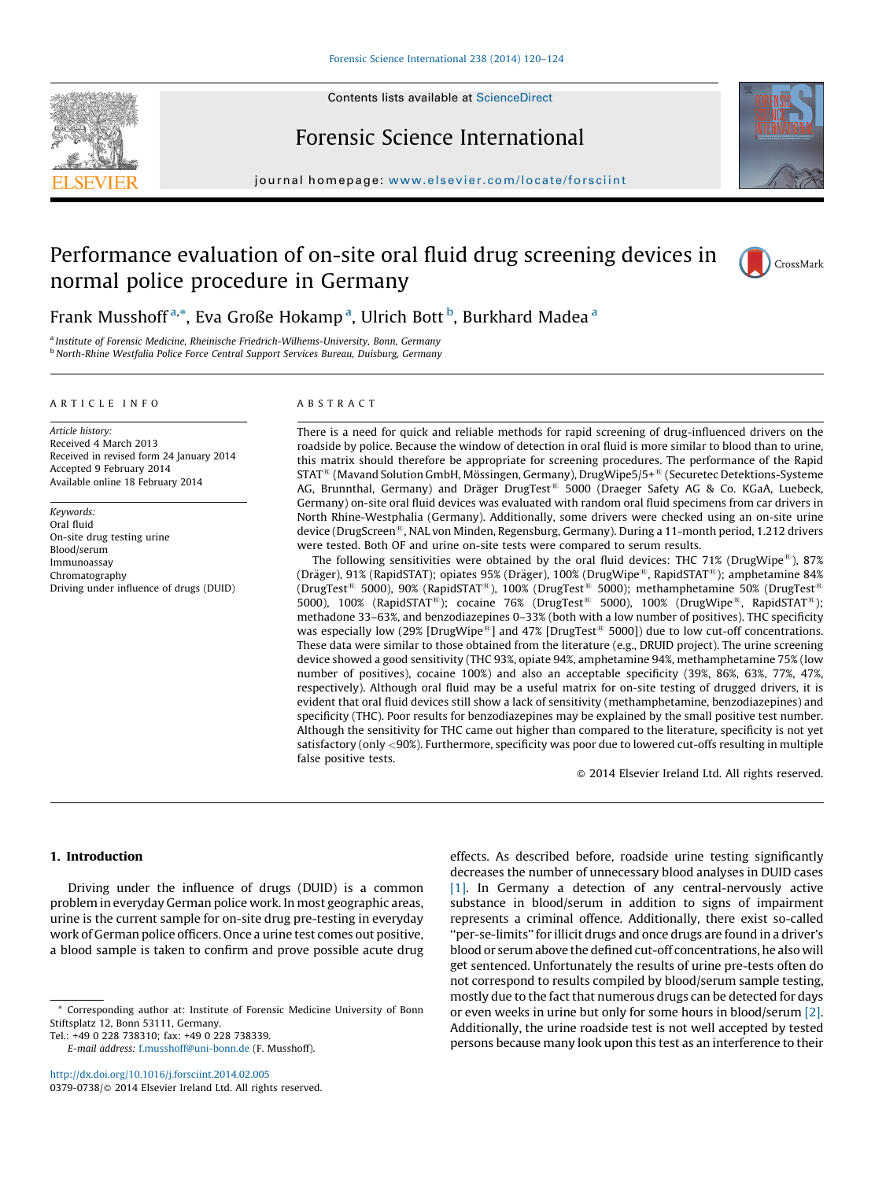# Performance evaluation of on-site oral fluid drug screening devices in normal police procedure in Germany

Frank Musshoff [a,*], Eva Große Hokamp [a], Ulrich Bott [b], Burkhard Madea [a]

[a] Institute of Forensic Medicine, Rheinische Friedrich-Wilhems-University, Bonn, Germany
[b] North-Rhine Westfalia Police Force Central Support Services Bureau, Duisburg, Germany

## ARTICLE INFO

*Article history:*
Received 4 March 2013
Received in revised form 24 January 2014
Accepted 9 February 2014
Available online 18 February 2014

*Keywords:*
Oral fluid
On-site drug testing urine
Blood/serum
Immunoassay
Chromatography
Driving under influence of drugs (DUID)

## ABSTRACT

There is a need for quick and reliable methods for rapid screening of drug-influenced drivers on the roadside by police. Because the window of detection in oral fluid is more similar to blood than to urine, this matrix should therefore be appropriate for screening procedures. The performance of the Rapid STAT® (Mavand Solution GmbH, Mössingen, Germany), DrugWipe5/5+® (Securetec Detektions-Systeme AG, Brunnthal, Germany) and Dräger DrugTest® 5000 (Draeger Safety AG & Co. KGaA, Luebeck, Germany) on-site oral fluid devices was evaluated with random oral fluid specimens from car drivers in North Rhine-Westphalia (Germany). Additionally, some drivers were checked using an on-site urine device (DrugScreen®, NAL von Minden, Regensburg, Germany). During a 11-month period, 1.212 drivers were tested. Both OF and urine on-site tests were compared to serum results.

The following sensitivities were obtained by the oral fluid devices: THC 71% (DrugWipe®), 87% (Dräger), 91% (RapidSTAT); opiates 95% (Dräger), 100% (DrugWipe®, RapidSTAT®); amphetamine 84% (DrugTest® 5000), 90% (RapidSTAT®), 100% (DrugTest® 5000); methamphetamine 50% (DrugTest® 5000), 100% (RapidSTAT®); cocaine 76% (DrugTest® 5000), 100% (DrugWipe®, RapidSTAT®); methadone 33–63%, and benzodiazepines 0–33% (both with a low number of positives). THC specificity was especially low (29% [DrugWipe®] and 47% [DrugTest® 5000]) due to low cut-off concentrations. These data were similar to those obtained from the literature (e.g., DRUID project). The urine screening device showed a good sensitivity (THC 93%, opiate 94%, amphetamine 94%, methamphetamine 75% (low number of positives), cocaine 100%) and also an acceptable specificity (39%, 86%, 63%, 77%, 47%, respectively). Although oral fluid may be a useful matrix for on-site testing of drugged drivers, it is evident that oral fluid devices still show a lack of sensitivity (methamphetamine, benzodiazepines) and specificity (THC). Poor results for benzodiazepines may be explained by the small positive test number. Although the sensitivity for THC came out higher than compared to the literature, specificity is not yet satisfactory (only <90%). Furthermore, specificity was poor due to lowered cut-offs resulting in multiple false positive tests.

© 2014 Elsevier Ireland Ltd. All rights reserved.

## 1. Introduction

Driving under the influence of drugs (DUID) is a common problem in everyday German police work. In most geographic areas, urine is the current sample for on-site drug pre-testing in everyday work of German police officers. Once a urine test comes out positive, a blood sample is taken to confirm and prove possible acute drug effects. As described before, roadside urine testing significantly decreases the number of unnecessary blood analyses in DUID cases [1]. In Germany a detection of any central-nervously active substance in blood/serum in addition to signs of impairment represents a criminal offence. Additionally, there exist so-called "per-se-limits" for illicit drugs and once drugs are found in a driver's blood or serum above the defined cut-off concentrations, he also will get sentenced. Unfortunately the results of urine pre-tests often do not correspond to results compiled by blood/serum sample testing, mostly due to the fact that numerous drugs can be detected for days or even weeks in urine but only for some hours in blood/serum [2]. Additionally, the urine roadside test is not well accepted by tested persons because many look upon this test as an interference to their

* Corresponding author at: Institute of Forensic Medicine University of Bonn Stiftsplatz 12, Bonn 53111, Germany.
Tel.: +49 0 228 738310; fax: +49 0 228 738339.
E-mail address: f.musshoff@uni-bonn.de (F. Musshoff).

http://dx.doi.org/10.1016/j.forsciint.2014.02.005
0379-0738/© 2014 Elsevier Ireland Ltd. All rights reserved.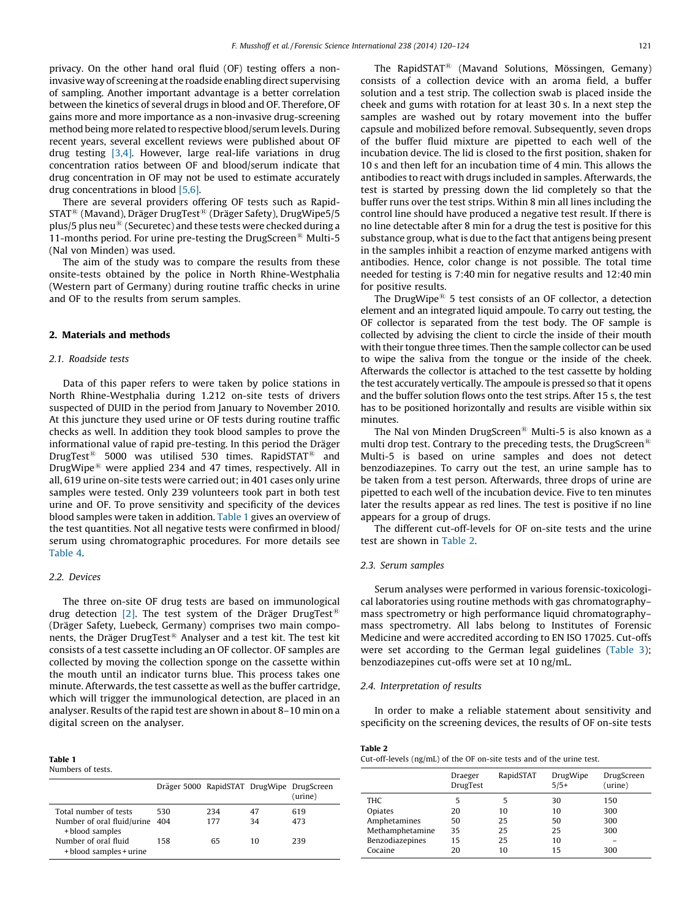privacy. On the other hand oral fluid (OF) testing offers a non-invasive way of screening at the roadside enabling direct supervising of sampling. Another important advantage is a better correlation between the kinetics of several drugs in blood and OF. Therefore, OF gains more and more importance as a non-invasive drug-screening method being more related to respective blood/serum levels. During recent years, several excellent reviews were published about OF drug testing [3,4]. However, large real-life variations in drug concentration ratios between OF and blood/serum indicate that drug concentration in OF may not be used to estimate accurately drug concentrations in blood [5,6].

There are several providers offering OF tests such as RapidSTAT® (Mavand), Dräger DrugTest® (Dräger Safety), DrugWipe5/5 plus/5 plus neu® (Securetec) and these tests were checked during a 11-months period. For urine pre-testing the DrugScreen® Multi-5 (Nal von Minden) was used.

The aim of the study was to compare the results from these onsite-tests obtained by the police in North Rhine-Westphalia (Western part of Germany) during routine traffic checks in urine and OF to the results from serum samples.

## 2. Materials and methods

### 2.1. Roadside tests

Data of this paper refers to were taken by police stations in North Rhine-Westphalia during 1.212 on-site tests of drivers suspected of DUID in the period from January to November 2010. At this juncture they used urine or OF tests during routine traffic checks as well. In addition they took blood samples to prove the informational value of rapid pre-testing. In this period the Dräger DrugTest® 5000 was utilised 530 times. RapidSTAT® and DrugWipe® were applied 234 and 47 times, respectively. All in all, 619 urine on-site tests were carried out; in 401 cases only urine samples were tested. Only 239 volunteers took part in both test urine and OF. To prove sensitivity and specificity of the devices blood samples were taken in addition. Table 1 gives an overview of the test quantities. Not all negative tests were confirmed in blood/serum using chromatographic procedures. For more details see Table 4.

### 2.2. Devices

The three on-site OF drug tests are based on immunological drug detection [2]. The test system of the Dräger DrugTest® (Dräger Safety, Luebeck, Germany) comprises two main components, the Dräger DrugTest® Analyser and a test kit. The test kit consists of a test cassette including an OF collector. OF samples are collected by moving the collection sponge on the cassette within the mouth until an indicator turns blue. This process takes one minute. Afterwards, the test cassette as well as the buffer cartridge, which will trigger the immunological detection, are placed in an analyser. Results of the rapid test are shown in about 8–10 min on a digital screen on the analyser.

**Table 1**
Numbers of tests.

| | Dräger 5000 | RapidSTAT | DrugWipe | DrugScreen (urine) |
|---|---|---|---|---|
| Total number of tests | 530 | 234 | 47 | 619 |
| Number of oral fluid/urine + blood samples | 404 | 177 | 34 | 473 |
| Number of oral fluid + blood samples + urine | 158 | 65 | 10 | 239 |

The RapidSTAT® (Mavand Solutions, Mössingen, Gemany) consists of a collection device with an aroma field, a buffer solution and a test strip. The collection swab is placed inside the cheek and gums with rotation for at least 30 s. In a next step the samples are washed out by rotary movement into the buffer capsule and mobilized before removal. Subsequently, seven drops of the buffer fluid mixture are pipetted to each well of the incubation device. The lid is closed to the first position, shaken for 10 s and then left for an incubation time of 4 min. This allows the antibodies to react with drugs included in samples. Afterwards, the test is started by pressing down the lid completely so that the buffer runs over the test strips. Within 8 min all lines including the control line should have produced a negative test result. If there is no line detectable after 8 min for a drug the test is positive for this substance group, what is due to the fact that antigens being present in the samples inhibit a reaction of enzyme marked antigens with antibodies. Hence, color change is not possible. The total time needed for testing is 7:40 min for negative results and 12:40 min for positive results.

The DrugWipe® 5 test consists of an OF collector, a detection element and an integrated liquid ampoule. To carry out testing, the OF collector is separated from the test body. The OF sample is collected by advising the client to circle the inside of their mouth with their tongue three times. Then the sample collector can be used to wipe the saliva from the tongue or the inside of the cheek. Afterwards the collector is attached to the test cassette by holding the test accurately vertically. The ampoule is pressed so that it opens and the buffer solution flows onto the test strips. After 15 s, the test has to be positioned horizontally and results are visible within six minutes.

The Nal von Minden DrugScreen® Multi-5 is also known as a multi drop test. Contrary to the preceding tests, the DrugScreen® Multi-5 is based on urine samples and does not detect benzodiazepines. To carry out the test, an urine sample has to be taken from a test person. Afterwards, three drops of urine are pipetted to each well of the incubation device. Five to ten minutes later the results appear as red lines. The test is positive if no line appears for a group of drugs.

The different cut-off-levels for OF on-site tests and the urine test are shown in Table 2.

### 2.3. Serum samples

Serum analyses were performed in various forensic-toxicological laboratories using routine methods with gas chromatography–mass spectrometry or high performance liquid chromatography–mass spectrometry. All labs belong to Institutes of Forensic Medicine and were accredited according to EN ISO 17025. Cut-offs were set according to the German legal guidelines (Table 3); benzodiazepines cut-offs were set at 10 ng/mL.

### 2.4. Interpretation of results

In order to make a reliable statement about sensitivity and specificity on the screening devices, the results of OF on-site tests

**Table 2**
Cut-off-levels (ng/mL) of the OF on-site tests and of the urine test.

| | Draeger DrugTest | RapidSTAT | DrugWipe 5/5+ | DrugScreen (urine) |
|---|---|---|---|---|
| THC | 5 | 5 | 30 | 150 |
| Opiates | 20 | 10 | 10 | 300 |
| Amphetamines | 50 | 25 | 50 | 300 |
| Methamphetamine | 35 | 25 | 25 | 300 |
| Benzodiazepines | 15 | 25 | 10 | – |
| Cocaine | 20 | 10 | 15 | 300 |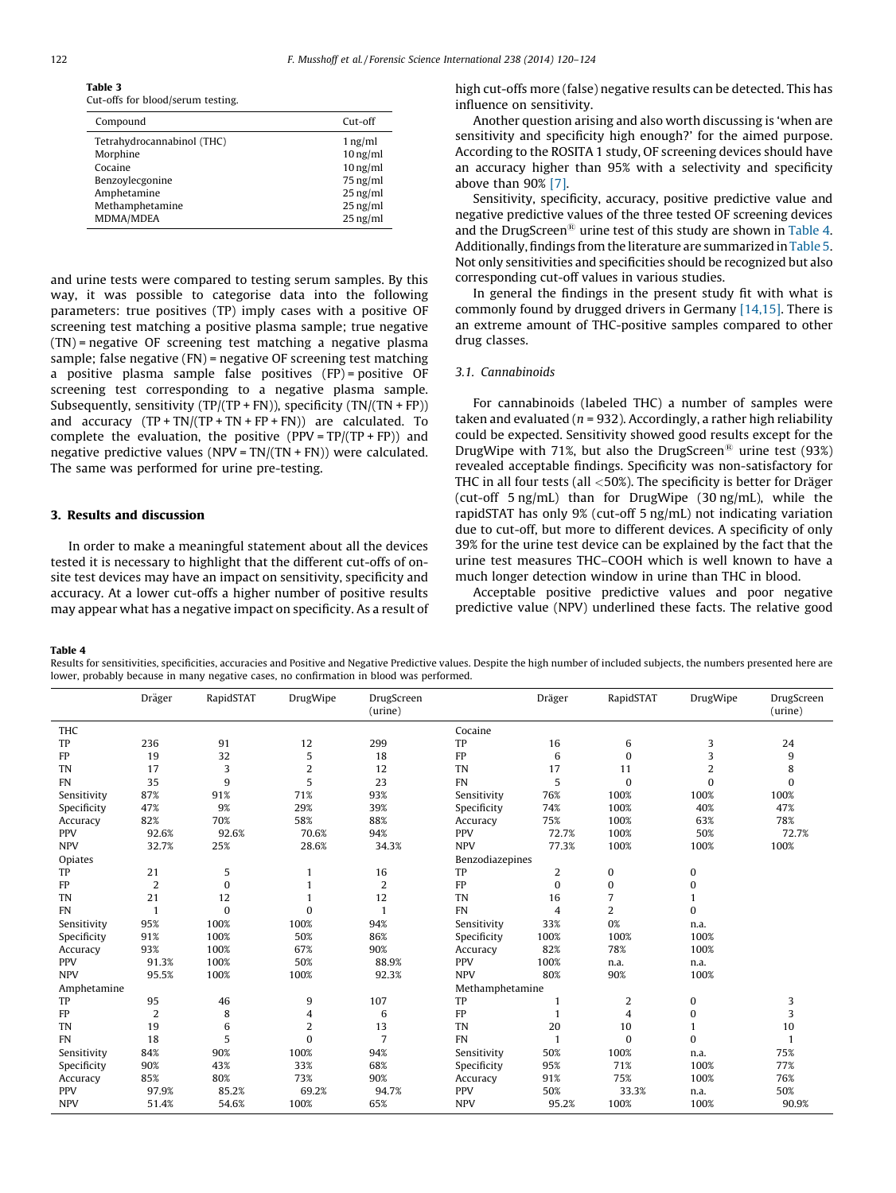**Table 3**
Cut-offs for blood/serum testing.

| Compound | Cut-off |
|---|---|
| Tetrahydrocannabinol (THC) | 1 ng/ml |
| Morphine | 10 ng/ml |
| Cocaine | 10 ng/ml |
| Benzoylecgonine | 75 ng/ml |
| Amphetamine | 25 ng/ml |
| Methamphetamine | 25 ng/ml |
| MDMA/MDEA | 25 ng/ml |

and urine tests were compared to testing serum samples. By this way, it was possible to categorise data into the following parameters: true positives (TP) imply cases with a positive OF screening test matching a positive plasma sample; true negative (TN) = negative OF screening test matching a negative plasma sample; false negative (FN) = negative OF screening test matching a positive plasma sample false positives (FP) = positive OF screening test corresponding to a negative plasma sample. Subsequently, sensitivity (TP/(TP + FN)), specificity (TN/(TN + FP)) and accuracy (TP + TN/(TP + TN + FP + FN)) are calculated. To complete the evaluation, the positive (PPV = TP/(TP + FP)) and negative predictive values (NPV = TN/(TN + FN)) were calculated. The same was performed for urine pre-testing.

## 3. Results and discussion

In order to make a meaningful statement about all the devices tested it is necessary to highlight that the different cut-offs of on-site test devices may have an impact on sensitivity, specificity and accuracy. At a lower cut-offs a higher number of positive results may appear what has a negative impact on specificity. As a result of high cut-offs more (false) negative results can be detected. This has influence on sensitivity.

Another question arising and also worth discussing is 'when are sensitivity and specificity high enough?' for the aimed purpose. According to the ROSITA 1 study, OF screening devices should have an accuracy higher than 95% with a selectivity and specificity above than 90% [7].

Sensitivity, specificity, accuracy, positive predictive value and negative predictive values of the three tested OF screening devices and the DrugScreen® urine test of this study are shown in Table 4. Additionally, findings from the literature are summarized in Table 5. Not only sensitivities and specificities should be recognized but also corresponding cut-off values in various studies.

In general the findings in the present study fit with what is commonly found by drugged drivers in Germany [14,15]. There is an extreme amount of THC-positive samples compared to other drug classes.

### 3.1. Cannabinoids

For cannabinoids (labeled THC) a number of samples were taken and evaluated ($n$ = 932). Accordingly, a rather high reliability could be expected. Sensitivity showed good results except for the DrugWipe with 71%, but also the DrugScreen® urine test (93%) revealed acceptable findings. Specificity was non-satisfactory for THC in all four tests (all <50%). The specificity is better for Dräger (cut-off 5 ng/mL) than for DrugWipe (30 ng/mL), while the rapidSTAT has only 9% (cut-off 5 ng/mL) not indicating variation due to cut-off, but more to different devices. A specificity of only 39% for the urine test device can be explained by the fact that the urine test measures THC–COOH which is well known to have a much longer detection window in urine than THC in blood.

Acceptable positive predictive values and poor negative predictive value (NPV) underlined these facts. The relative good

**Table 4**
Results for sensitivities, specificities, accuracies and Positive and Negative Predictive values. Despite the high number of included subjects, the numbers presented here are lower, probably because in many negative cases, no confirmation in blood was performed.

| | Dräger | RapidSTAT | DrugWipe | DrugScreen (urine) | | Dräger | RapidSTAT | DrugWipe | DrugScreen (urine) |
|---|---|---|---|---|---|---|---|---|---|
| THC | | | | | Cocaine | | | | |
| TP | 236 | 91 | 12 | 299 | TP | 16 | 6 | 3 | 24 |
| FP | 19 | 32 | 5 | 18 | FP | 6 | 0 | 3 | 9 |
| TN | 17 | 3 | 2 | 12 | TN | 17 | 11 | 2 | 8 |
| FN | 35 | 9 | 5 | 23 | FN | 5 | 0 | 0 | 0 |
| Sensitivity | 87% | 91% | 71% | 93% | Sensitivity | 76% | 100% | 100% | 100% |
| Specificity | 47% | 9% | 29% | 39% | Specificity | 74% | 100% | 40% | 47% |
| Accuracy | 82% | 70% | 58% | 88% | Accuracy | 75% | 100% | 63% | 78% |
| PPV | 92.6% | 92.6% | 70.6% | 94% | PPV | 72.7% | 100% | 50% | 72.7% |
| NPV | 32.7% | 25% | 28.6% | 34.3% | NPV | 77.3% | 100% | 100% | 100% |
| Opiates | | | | | Benzodiazepines | | | | |
| TP | 21 | 5 | 1 | 16 | TP | 2 | 0 | 0 | |
| FP | 2 | 0 | 1 | 2 | FP | 0 | 0 | 0 | |
| TN | 21 | 12 | 1 | 12 | TN | 16 | 7 | 1 | |
| FN | 1 | 0 | 0 | 1 | FN | 4 | 2 | 0 | |
| Sensitivity | 95% | 100% | 100% | 94% | Sensitivity | 33% | 0% | n.a. | |
| Specificity | 91% | 100% | 50% | 86% | Specificity | 100% | 100% | 100% | |
| Accuracy | 93% | 100% | 67% | 90% | Accuracy | 82% | 78% | 100% | |
| PPV | 91.3% | 100% | 50% | 88.9% | PPV | 100% | n.a. | n.a. | |
| NPV | 95.5% | 100% | 100% | 92.3% | NPV | 80% | 90% | 100% | |
| Amphetamine | | | | | Methamphetamine | | | | |
| TP | 95 | 46 | 9 | 107 | TP | 1 | 2 | 0 | 3 |
| FP | 2 | 8 | 4 | 6 | FP | 1 | 4 | 0 | 3 |
| TN | 19 | 6 | 2 | 13 | TN | 20 | 10 | 1 | 10 |
| FN | 18 | 5 | 0 | 7 | FN | 1 | 0 | 0 | 1 |
| Sensitivity | 84% | 90% | 100% | 94% | Sensitivity | 50% | 100% | n.a. | 75% |
| Specificity | 90% | 43% | 33% | 68% | Specificity | 95% | 71% | 100% | 77% |
| Accuracy | 85% | 80% | 73% | 90% | Accuracy | 91% | 75% | 100% | 76% |
| PPV | 97.9% | 85.2% | 69.2% | 94.7% | PPV | 50% | 33.3% | n.a. | 50% |
| NPV | 51.4% | 54.6% | 100% | 65% | NPV | 95.2% | 100% | 100% | 90.9% |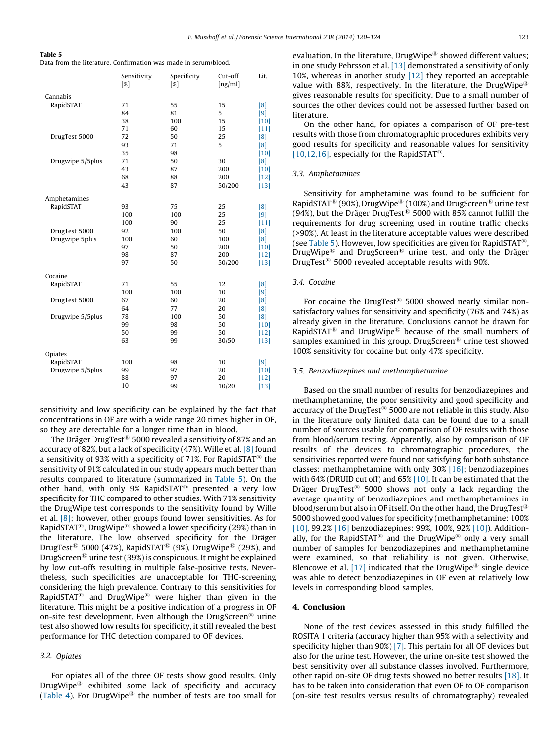**Table 5**
Data from the literature. Confirmation was made in serum/blood.

| | Sensitivity [%] | Specificity [%] | Cut-off [ng/ml] | Lit. |
|---|---|---|---|---|
| Cannabis | | | | |
| RapidSTAT | 71 | 55 | 15 | [8] |
| | 84 | 81 | 5 | [9] |
| | 38 | 100 | 15 | [10] |
| | 71 | 60 | 15 | [11] |
| DrugTest 5000 | 72 | 50 | 25 | [8] |
| | 93 | 71 | 5 | [8] |
| | 35 | 98 | | [10] |
| Drugwipe 5/5plus | 71 | 50 | 30 | [8] |
| | 43 | 87 | 200 | [10] |
| | 68 | 88 | 200 | [12] |
| | 43 | 87 | 50/200 | [13] |
| Amphetamines | | | | |
| RapidSTAT | 93 | 75 | 25 | [8] |
| | 100 | 100 | 25 | [9] |
| | 100 | 90 | 25 | [11] |
| DrugTest 5000 | 92 | 100 | 50 | [8] |
| Drugwipe 5plus | 100 | 60 | 100 | [8] |
| | 97 | 50 | 200 | [10] |
| | 98 | 87 | 200 | [12] |
| | 97 | 50 | 50/200 | [13] |
| Cocaine | | | | |
| RapidSTAT | 71 | 55 | 12 | [8] |
| | 100 | 100 | 10 | [9] |
| DrugTest 5000 | 67 | 60 | 20 | [8] |
| | 64 | 77 | 20 | [8] |
| Drugwipe 5/5plus | 78 | 100 | 50 | [8] |
| | 99 | 98 | 50 | [10] |
| | 50 | 99 | 50 | [12] |
| | 63 | 99 | 30/50 | [13] |
| Opiates | | | | |
| RapidSTAT | 100 | 98 | 10 | [9] |
| Drugwipe 5/5plus | 99 | 97 | 20 | [10] |
| | 88 | 97 | 20 | [12] |
| | 10 | 99 | 10/20 | [13] |

sensitivity and low specificity can be explained by the fact that concentrations in OF are with a wide range 20 times higher in OF, so they are detectable for a longer time than in blood.

The Dräger DrugTest® 5000 revealed a sensitivity of 87% and an accuracy of 82%, but a lack of specificity (47%). Wille et al. [8] found a sensitivity of 93% with a specificity of 71%. For RapidSTAT® the sensitivity of 91% calculated in our study appears much better than results compared to literature (summarized in Table 5). On the other hand, with only 9% RapidSTAT® presented a very low specificity for THC compared to other studies. With 71% sensitivity the DrugWipe test corresponds to the sensitivity found by Wille et al. [8]; however, other groups found lower sensitivities. As for RapidSTAT®, DrugWipe® showed a lower specificity (29%) than in the literature. The low observed specificity for the Dräger DrugTest® 5000 (47%), RapidSTAT® (9%), DrugWipe® (29%), and DrugScreen® urine test (39%) is conspicuous. It might be explained by low cut-offs resulting in multiple false-positive tests. Nevertheless, such specificities are unacceptable for THC-screening considering the high prevalence. Contrary to this sensitivities for RapidSTAT® and DrugWipe® were higher than given in the literature. This might be a positive indication of a progress in OF on-site test development. Even although the DrugScreen® urine test also showed low results for specificity, it still revealed the best performance for THC detection compared to OF devices.

### 3.2. Opiates

For opiates all of the three OF tests show good results. Only DrugWipe® exhibited some lack of specificity and accuracy (Table 4). For DrugWipe® the number of tests are too small for evaluation. In the literature, DrugWipe® showed different values; in one study Pehrsson et al. [13] demonstrated a sensitivity of only 10%, whereas in another study [12] they reported an acceptable value with 88%, respectively. In the literature, the DrugWipe® gives reasonable results for specificity. Due to a small number of sources the other devices could not be assessed further based on literature.

On the other hand, for opiates a comparison of OF pre-test results with those from chromatographic procedures exhibits very good results for specificity and reasonable values for sensitivity [10,12,16], especially for the RapidSTAT®.

### 3.3. Amphetamines

Sensitivity for amphetamine was found to be sufficient for RapidSTAT® (90%), DrugWipe® (100%) and DrugScreen® urine test (94%), but the Dräger DrugTest® 5000 with 85% cannot fulfill the requirements for drug screening used in routine traffic checks (>90%). At least in the literature acceptable values were described (see Table 5). However, low specificities are given for RapidSTAT®, DrugWipe® and DrugScreen® urine test, and only the Dräger DrugTest® 5000 revealed acceptable results with 90%.

### 3.4. Cocaine

For cocaine the DrugTest® 5000 showed nearly similar non-satisfactory values for sensitivity and specificity (76% and 74%) as already given in the literature. Conclusions cannot be drawn for RapidSTAT® and DrugWipe® because of the small numbers of samples examined in this group. DrugScreen® urine test showed 100% sensitivity for cocaine but only 47% specificity.

### 3.5. Benzodiazepines and methamphetamine

Based on the small number of results for benzodiazepines and methamphetamine, the poor sensitivity and good specificity and accuracy of the DrugTest® 5000 are not reliable in this study. Also in the literature only limited data can be found due to a small number of sources usable for comparison of OF results with those from blood/serum testing. Apparently, also by comparison of OF results of the devices to chromatographic procedures, the sensitivities reported were found not satisfying for both substance classes: methamphetamine with only 30% [16]; benzodiazepines with 64% (DRUID cut off) and 65% [10]. It can be estimated that the Dräger DrugTest® 5000 shows not only a lack regarding the average quantity of benzodiazepines and methamphetamines in blood/serum but also in OF itself. On the other hand, the DrugTest® 5000 showed good values for specificity (methamphetamine: 100% [10], 99.2% [16] benzodiazepines: 99%, 100%, 92% [10]). Additionally, for the RapidSTAT® and the DrugWipe® only a very small number of samples for benzodiazepines and methamphetamine were examined, so that reliability is not given. Otherwise, Blencowe et al. [17] indicated that the DrugWipe® single device was able to detect benzodiazepines in OF even at relatively low levels in corresponding blood samples.

## 4. Conclusion

None of the test devices assessed in this study fulfilled the ROSITA 1 criteria (accuracy higher than 95% with a selectivity and specificity higher than 90%) [7]. This pertain for all OF devices but also for the urine test. However, the urine on-site test showed the best sensitivity over all substance classes involved. Furthermore, other rapid on-site OF drug tests showed no better results [18]. It has to be taken into consideration that even OF to OF comparison (on-site test results versus results of chromatography) revealed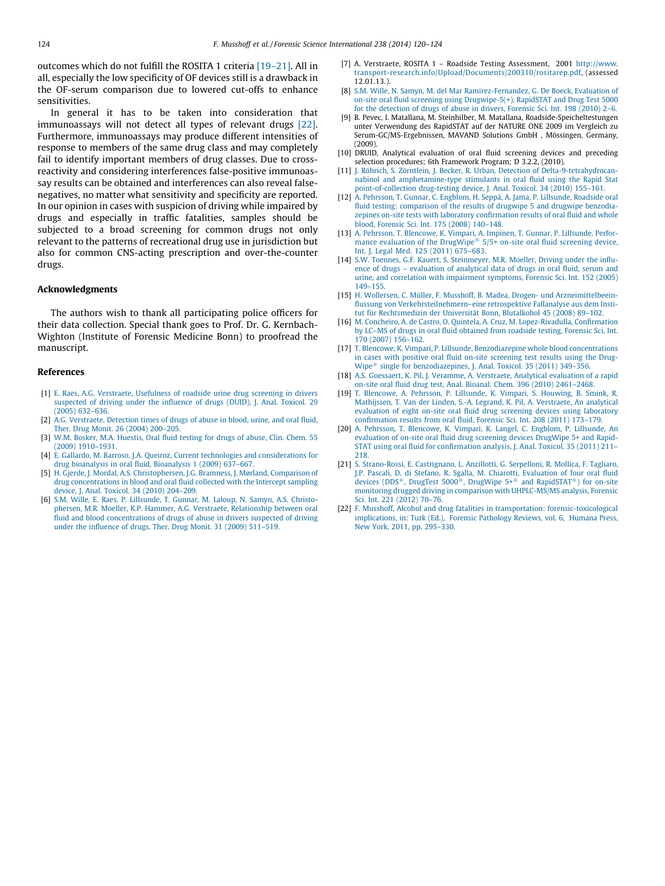outcomes which do not fulfill the ROSITA 1 criteria [19–21]. All in all, especially the low specificity of OF devices still is a drawback in the OF-serum comparison due to lowered cut-offs to enhance sensitivities.

In general it has to be taken into consideration that immunoassays will not detect all types of relevant drugs [22]. Furthermore, immunoassays may produce different intensities of response to members of the same drug class and may completely fail to identify important members of drug classes. Due to cross-reactivity and considering interferences false-positive immunoassay results can be obtained and interferences can also reveal false-negatives, no matter what sensitivity and specificity are reported. In our opinion in cases with suspicion of driving while impaired by drugs and especially in traffic fatalities, samples should be subjected to a broad screening for common drugs not only relevant to the patterns of recreational drug use in jurisdiction but also for common CNS-acting prescription and over-the-counter drugs.

## Acknowledgments

The authors wish to thank all participating police officers for their data collection. Special thank goes to Prof. Dr. G. Kernbach-Wighton (Institute of Forensic Medicine Bonn) to proofread the manuscript.

## References

[1] E. Raes, A.G. Verstraete, Usefulness of roadside urine drug screening in drivers suspected of driving under the influence of drugs (DUID), J. Anal. Toxicol. 29 (2005) 632–636.

[2] A.G. Verstraete, Detection times of drugs of abuse in blood, urine, and oral fluid, Ther. Drug Monit. 26 (2004) 200–205.

[3] W.M. Bosker, M.A. Huestis, Oral fluid testing for drugs of abuse, Clin. Chem. 55 (2009) 1910–1931.

[4] E. Gallardo, M. Barroso, J.A. Queiroz, Current technologies and considerations for drug bioanalysis in oral fluid, Bioanalysis 1 (2009) 637–667.

[5] H. Gjerde, J. Mordal, A.S. Christophersen, J.G. Bramness, J. Mørland, Comparison of drug concentrations in blood and oral fluid collected with the Intercept sampling device, J. Anal. Toxicol. 34 (2010) 204–209.

[6] S.M. Wille, E. Raes, P. Lillsunde, T. Gunnar, M. Laloup, N. Samyn, A.S. Christophersen, M.R. Moeller, K.P. Hammer, A.G. Verstraete, Relationship between oral fluid and blood concentrations of drugs of abuse in drivers suspected of driving under the influence of drugs, Ther. Drug Monit. 31 (2009) 511–519.

[7] A. Verstraete, ROSITA 1 – Roadside Testing Assessment, 2001 http://www.transport-research.info/Upload/Documents/200310/rositarep.pdf, (assessed 12.01.13.).

[8] S.M. Wille, N. Samyn, M. del Mar Ramirez-Fernandez, G. De Boeck, Evaluation of on-site oral fluid screening using Drugwipe-5(+), RapidSTAT and Drug Test 5000 for the detection of drugs of abuse in drivers, Forensic Sci. Int. 198 (2010) 2–6.

[9] B. Pevec, I. Matallana, M. Steinhilber, M. Matallana, Roadside-Speicheltestungen unter Verwendung des RapidSTAT auf der NATURE ONE 2009 im Vergleich zu Serum-GC/MS-Ergebnissen, MAVAND Solutions GmbH , Mössingen, Germany, (2009).

[10] DRUID, Analytical evaluation of oral fluid screening devices and preceding selection procedures; 6th Framework Program; D 3.2.2, (2010).

[11] J. Röhrich, S. Zörntlein, J. Becker, R. Urban, Detection of Delta-9-tetrahydrocannabinol and amphetamine-type stimulants in oral fluid using the Rapid Stat point-of-collection drug-testing device, J. Anal. Toxicol. 34 (2010) 155–161.

[12] A. Pehrsson, T. Gunnar, C. Engblom, H. Seppä, A. Jama, P. Lillsunde, Roadside oral fluid testing: comparison of the results of drugwipe 5 and drugwipe benzodiazepines on-site tests with laboratory confirmation results of oral fluid and whole blood, Forensic Sci. Int. 175 (2008) 140–148.

[13] A. Pehrsson, T. Blencowe, K. Vimpari, A. Impinen, T. Gunnar, P. Lillsunde, Performance evaluation of the DrugWipe® 5/5+ on-site oral fluid screening device, Int. J. Legal Med. 125 (2011) 675–683.

[14] S.W. Toennes, G.F. Kauert, S. Steinmeyer, M.R. Moeller, Driving under the influence of drugs – evaluation of analytical data of drugs in oral fluid, serum and urine, and correlation with impairment symptoms, Forensic Sci. Int. 152 (2005) 149–155.

[15] H. Wollersen, C. Müller, F. Musshoff, B. Madea, Drogen- und Arzneimittelbeeinflussung von Verkehrsteilnehmern–eine retrospektive Fallanalyse aus dem Institut für Rechtsmedizin der Universität Bonn, Blutalkohol 45 (2008) 89–102.

[16] M. Concheiro, A. de Castro, O. Quintela, A. Cruz, M. Lopez-Rivadulla, Confirmation by LC–MS of drugs in oral fluid obtained from roadside testing, Forensic Sci. Int. 170 (2007) 156–162.

[17] T. Blencowe, K. Vimpari, P. Lillsunde, Benzodiazepine whole blood concentrations in cases with positive oral fluid on-site screening test results using the Drug-Wipe® single for benzodiazepines, J. Anal. Toxicol. 35 (2011) 349–356.

[18] A.S. Goessaert, K. Pil, J. Veramme, A. Verstraete, Analytical evaluation of a rapid on-site oral fluid drug test, Anal. Bioanal. Chem. 396 (2010) 2461–2468.

[19] T. Blencowe, A. Pehrsson, P. Lillsunde, K. Vimpari, S. Houwing, B. Smink, R. Mathijssen, T. Van der Linden, S.-A. Legrand, K. Pil, A. Verstraete, An analytical evaluation of eight on-site oral fluid drug screening devices using laboratory confirmation results from oral fluid, Forensic Sci. Int. 208 (2011) 173–179.

[20] A. Pehrsson, T. Blencowe, K. Vimpari, K. Langel, C. Engblom, P. Lillsunde, An evaluation of on-site oral fluid drug screening devices DrugWipe 5+ and Rapid-STAT using oral fluid for confirmation analysis, J. Anal. Toxicol. 35 (2011) 211–218.

[21] S. Strano-Rossi, E. Castrignano, L. Anzillotti, G. Serpelloni, R. Mollica, F. Tagliaro, J.P. Pascali, D. di Stefano, R. Sgalla, M. Chiarotti, Evaluation of four oral fluid devices (DDS®, DrugTest 5000®, DrugWipe 5+® and RapidSTAT®) for on-site monitoring drugged driving in comparison with UHPLC-MS/MS analysis, Forensic Sci. Int. 221 (2012) 70–76.

[22] F. Musshoff, Alcohol and drug fatalities in transportation: forensic-toxicological implications, in: Turk (Ed.), Forensic Pathology Reviews, vol. 6, Humana Press, New York, 2011, pp. 295–330.